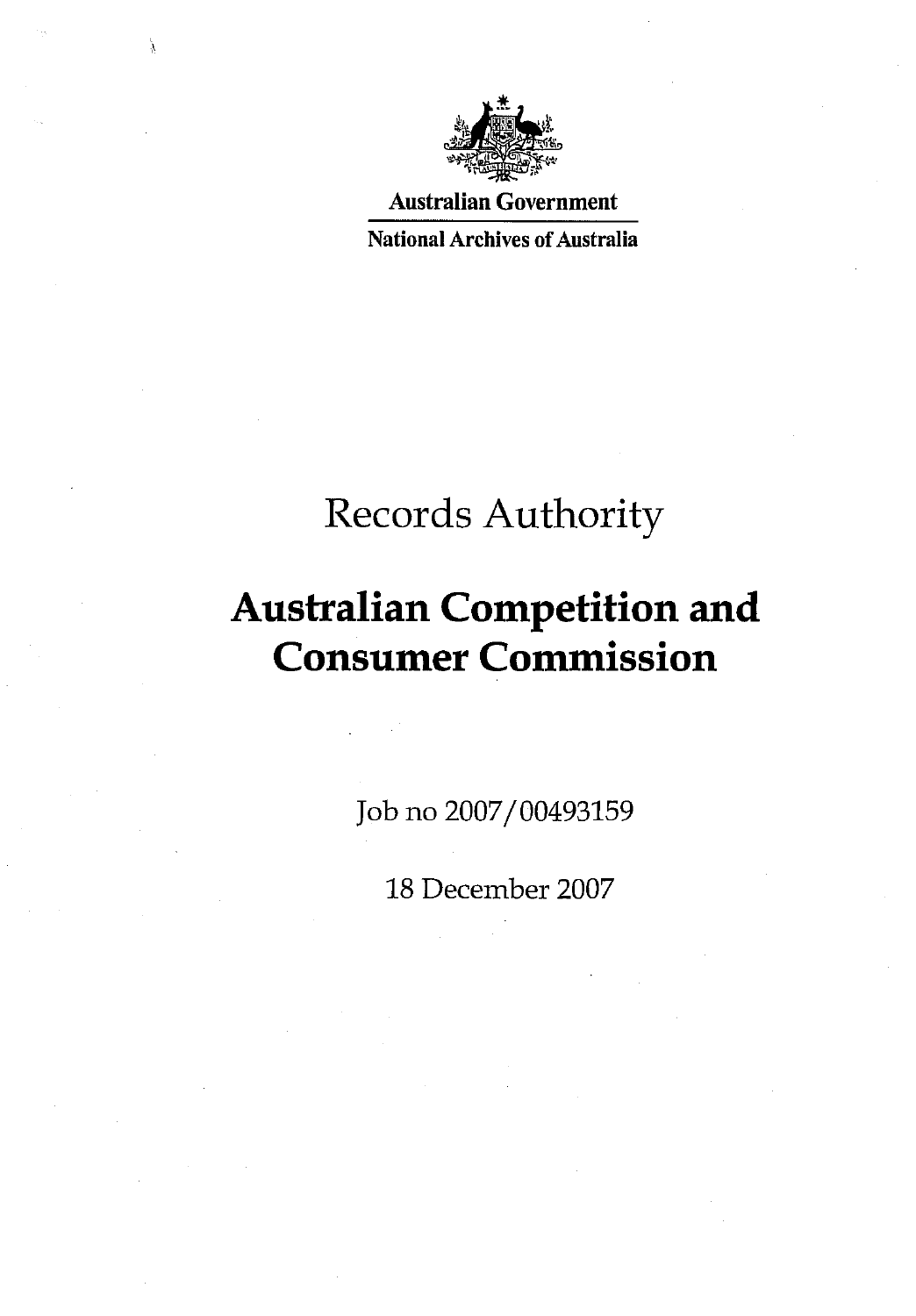Australian Government

National Archives of Australia

# Records Authority

# Australian Competition and Consumer Commission

Job no 2007/00493159

18 December 2007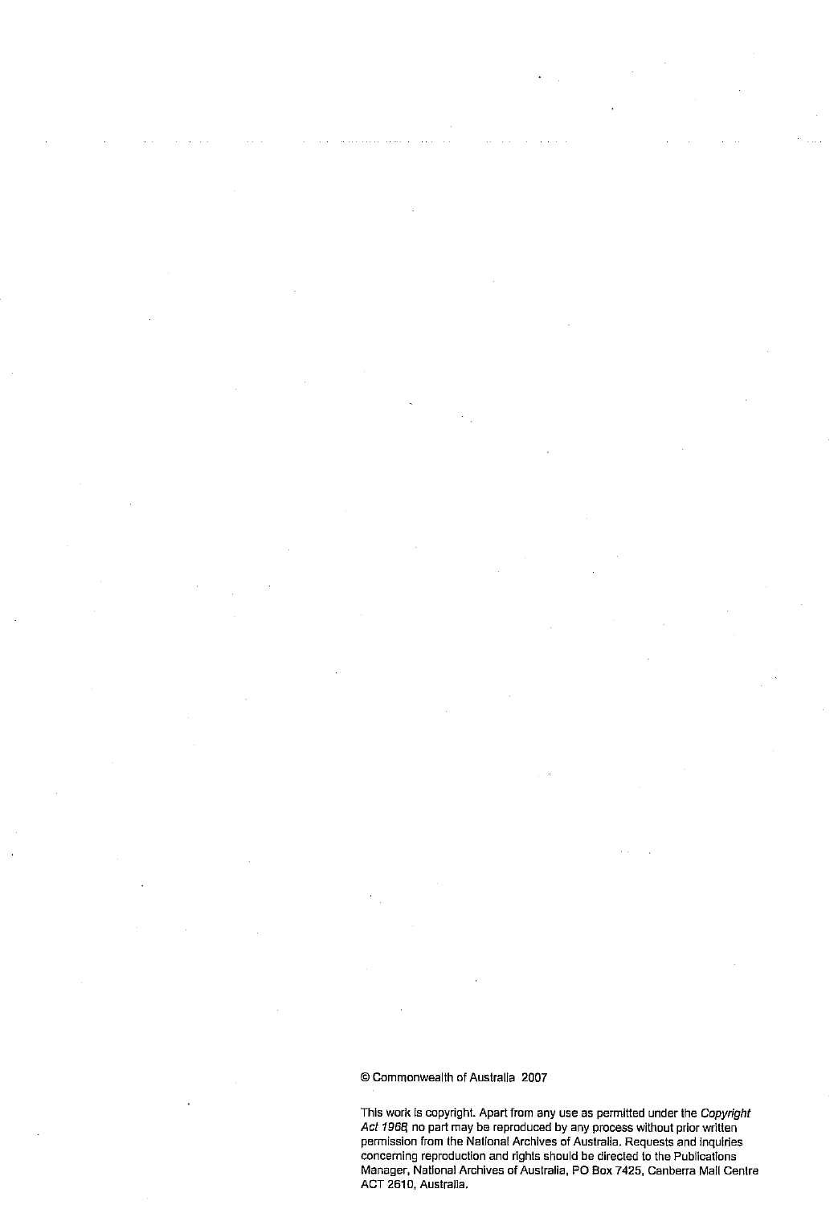© Commonwealth of Australia 2007

This work is copyright. Apart from any use as permitted under the *Copyright Act 1968*, no part may be reproduced by any process without prior written permission from the National Archives of Australia. Requests and inquiries concerning reproduction and rights should be directed to the Publications Manager, National Archives of Australia, PO Box 7425, Canberra Mail Centre ACT 2610, Australia.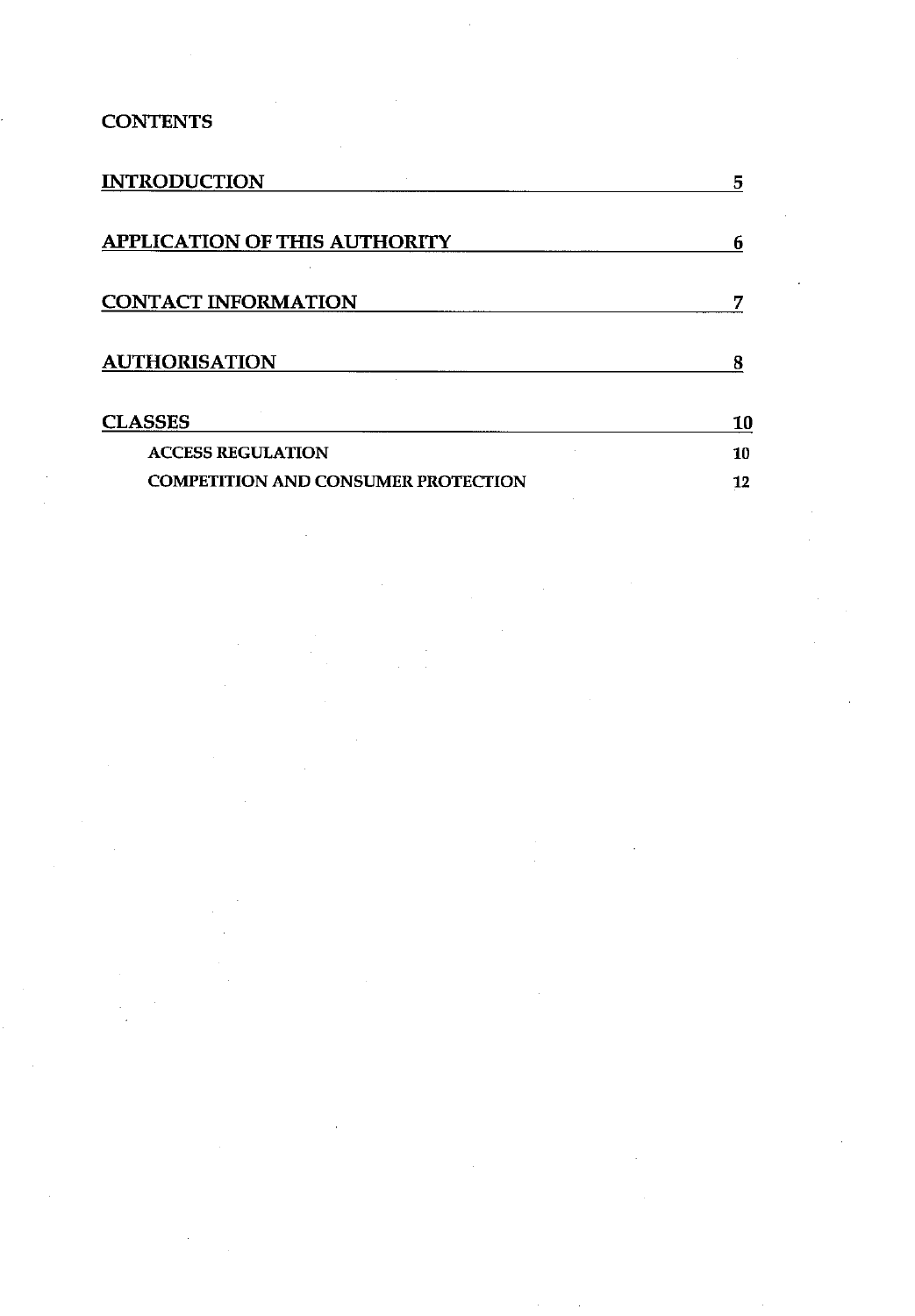# CONTENTS

| | |
|---|---|
| **INTRODUCTION** | **5** |
| **APPLICATION OF THIS AUTHORITY** | **6** |
| **CONTACT INFORMATION** | **7** |
| **AUTHORISATION** | **8** |
| **CLASSES** | **10** |
| ACCESS REGULATION | 10 |
| COMPETITION AND CONSUMER PROTECTION | 12 |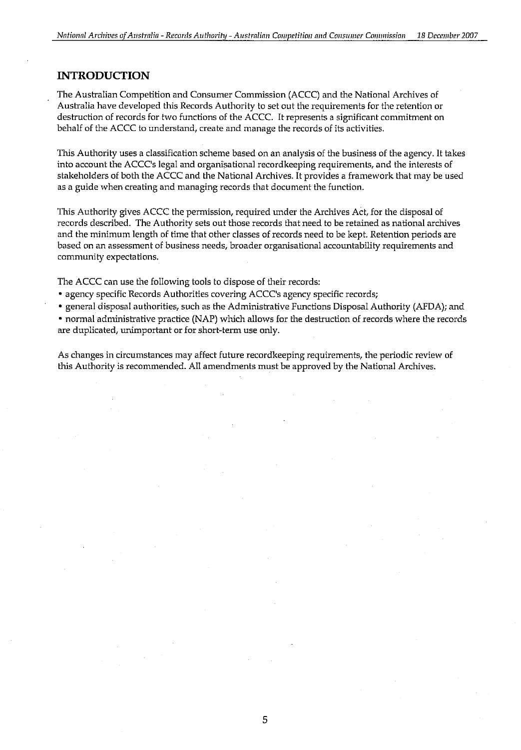## INTRODUCTION

The Australian Competition and Consumer Commission (ACCC) and the National Archives of Australia have developed this Records Authority to set out the requirements for the retention or destruction of records for two functions of the ACCC. It represents a significant commitment on behalf of the ACCC to understand, create and manage the records of its activities.

This Authority uses a classification scheme based on an analysis of the business of the agency. It takes into account the ACCC's legal and organisational recordkeeping requirements, and the interests of stakeholders of both the ACCC and the National Archives. It provides a framework that may be used as a guide when creating and managing records that document the function.

This Authority gives ACCC the permission, required under the Archives Act, for the disposal of records described. The Authority sets out those records that need to be retained as national archives and the minimum length of time that other classes of records need to be kept. Retention periods are based on an assessment of business needs, broader organisational accountability requirements and community expectations.

The ACCC can use the following tools to dispose of their records:

- agency specific Records Authorities covering ACCC's agency specific records;
- general disposal authorities, such as the Administrative Functions Disposal Authority (AFDA); and
- normal administrative practice (NAP) which allows for the destruction of records where the records are duplicated, unimportant or for short-term use only.

As changes in circumstances may affect future recordkeeping requirements, the periodic review of this Authority is recommended. All amendments must be approved by the National Archives.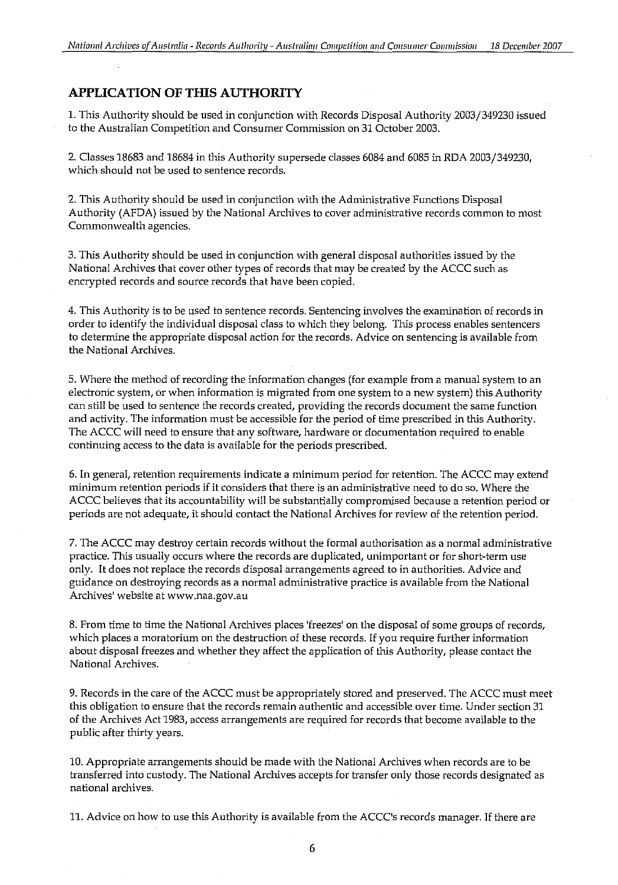## APPLICATION OF THIS AUTHORITY

1. This Authority should be used in conjunction with Records Disposal Authority 2003/349230 issued to the Australian Competition and Consumer Commission on 31 October 2003.

2. Classes 18683 and 18684 in this Authority supersede classes 6084 and 6085 in RDA 2003/349230, which should not be used to sentence records.

2. This Authority should be used in conjunction with the Administrative Functions Disposal Authority (AFDA) issued by the National Archives to cover administrative records common to most Commonwealth agencies.

3. This Authority should be used in conjunction with general disposal authorities issued by the National Archives that cover other types of records that may be created by the ACCC such as encrypted records and source records that have been copied.

4. This Authority is to be used to sentence records. Sentencing involves the examination of records in order to identify the individual disposal class to which they belong. This process enables sentencers to determine the appropriate disposal action for the records. Advice on sentencing is available from the National Archives.

5. Where the method of recording the information changes (for example from a manual system to an electronic system, or when information is migrated from one system to a new system) this Authority can still be used to sentence the records created, providing the records document the same function and activity. The information must be accessible for the period of time prescribed in this Authority. The ACCC will need to ensure that any software, hardware or documentation required to enable continuing access to the data is available for the periods prescribed.

6. In general, retention requirements indicate a minimum period for retention. The ACCC may extend minimum retention periods if it considers that there is an administrative need to do so. Where the ACCC believes that its accountability will be substantially compromised because a retention period or periods are not adequate, it should contact the National Archives for review of the retention period.

7. The ACCC may destroy certain records without the formal authorisation as a normal administrative practice. This usually occurs where the records are duplicated, unimportant or for short-term use only. It does not replace the records disposal arrangements agreed to in authorities. Advice and guidance on destroying records as a normal administrative practice is available from the National Archives' website at www.naa.gov.au

8. From time to time the National Archives places 'freezes' on the disposal of some groups of records, which places a moratorium on the destruction of these records. If you require further information about disposal freezes and whether they affect the application of this Authority, please contact the National Archives.

9. Records in the care of the ACCC must be appropriately stored and preserved. The ACCC must meet this obligation to ensure that the records remain authentic and accessible over time. Under section 31 of the Archives Act 1983, access arrangements are required for records that become available to the public after thirty years.

10. Appropriate arrangements should be made with the National Archives when records are to be transferred into custody. The National Archives accepts for transfer only those records designated as national archives.

11. Advice on how to use this Authority is available from the ACCC's records manager. If there are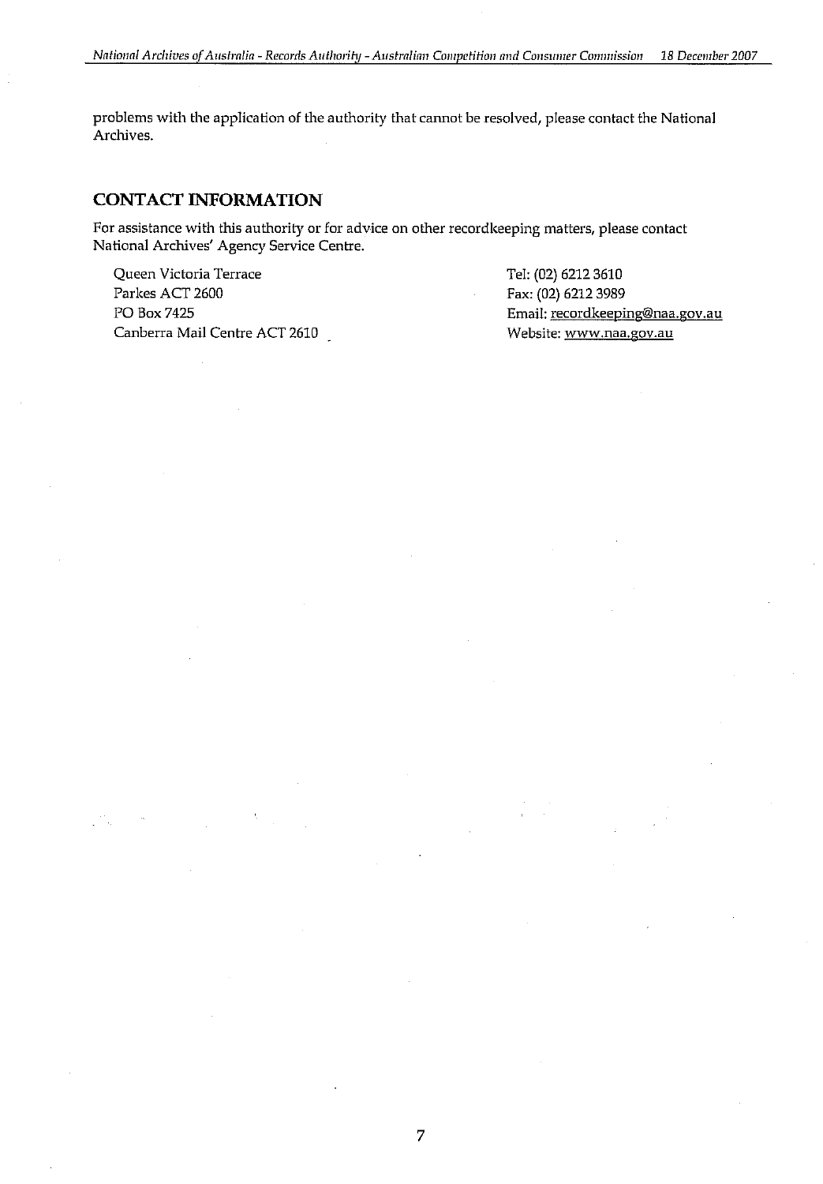problems with the application of the authority that cannot be resolved, please contact the National Archives.

## CONTACT INFORMATION

For assistance with this authority or for advice on other recordkeeping matters, please contact National Archives' Agency Service Centre.

Queen Victoria Terrace
Parkes ACT 2600
PO Box 7425
Canberra Mail Centre ACT 2610

Tel: (02) 6212 3610
Fax: (02) 6212 3989
Email: recordkeeping@naa.gov.au
Website: www.naa.gov.au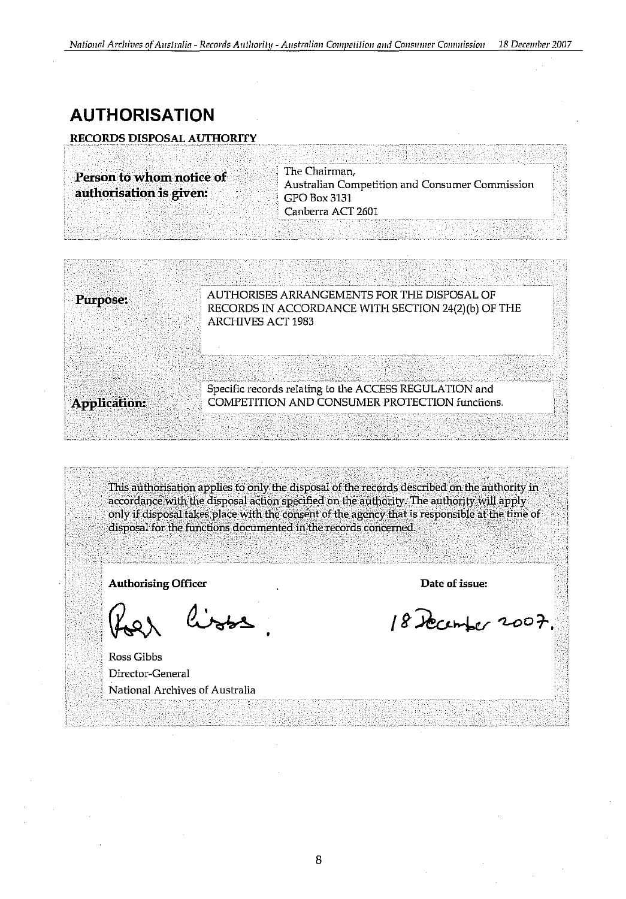# AUTHORISATION

**RECORDS DISPOSAL AUTHORITY**

| **Person to whom notice of authorisation is given:** | The Chairman, Australian Competition and Consumer Commission GPO Box 3131 Canberra ACT 2601 |
|---|---|

| | |
|---|---|
| **Purpose:** | AUTHORISES ARRANGEMENTS FOR THE DISPOSAL OF RECORDS IN ACCORDANCE WITH SECTION 24(2)(b) OF THE ARCHIVES ACT 1983 |
| **Application:** | Specific records relating to the ACCESS REGULATION and COMPETITION AND CONSUMER PROTECTION functions. |

This authorisation applies to only the disposal of the records described on the authority in accordance with the disposal action specified on the authority. The authority will apply only if disposal takes place with the consent of the agency that is responsible at the time of disposal for the functions documented in the records concerned.

| **Authorising Officer** | **Date of issue:** |
|---|---|
| Ross Gibbs<br>Director-General<br>National Archives of Australia | 18 December 2007. |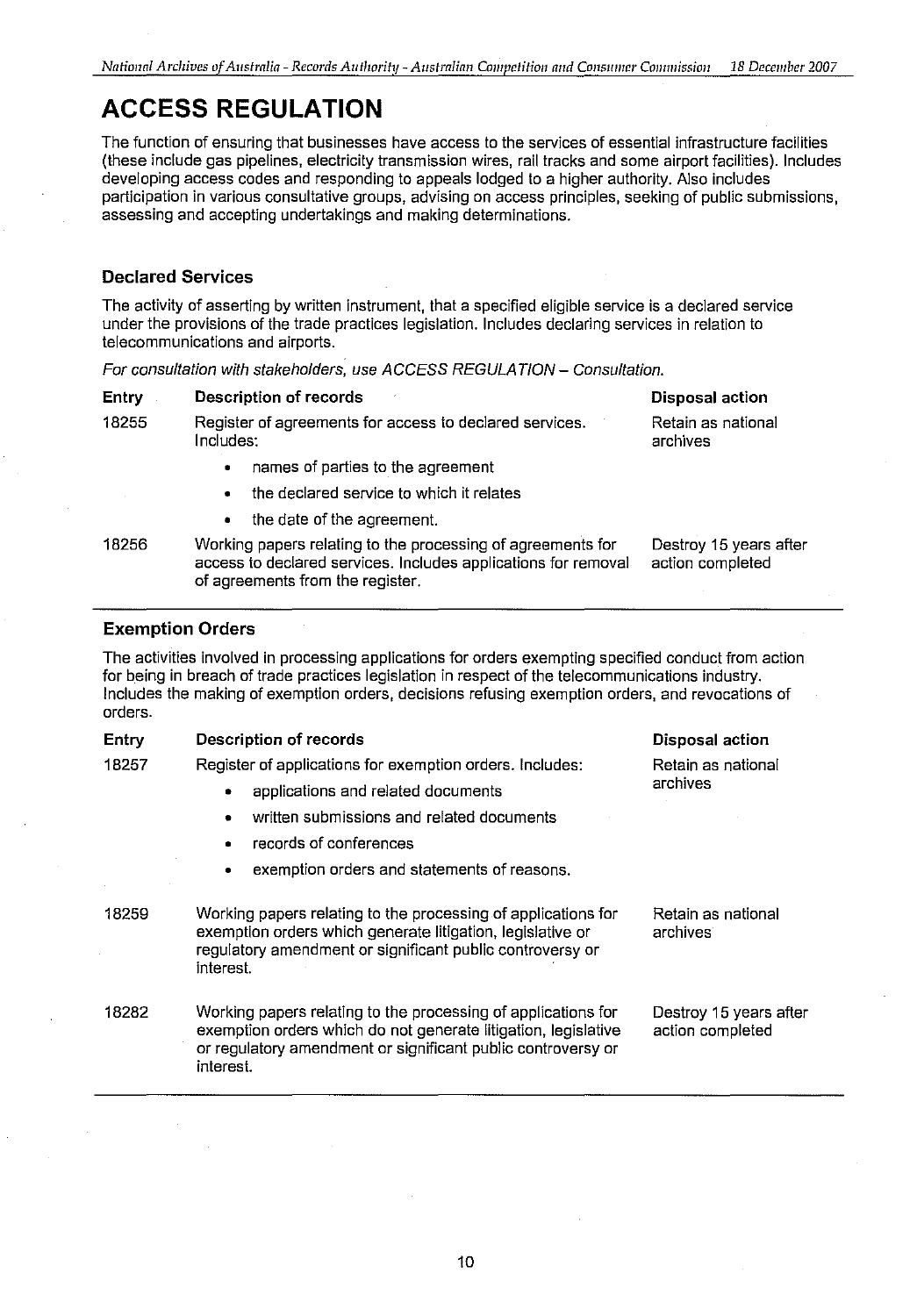# ACCESS REGULATION

The function of ensuring that businesses have access to the services of essential infrastructure facilities (these include gas pipelines, electricity transmission wires, rail tracks and some airport facilities). Includes developing access codes and responding to appeals lodged to a higher authority. Also includes participation in various consultative groups, advising on access principles, seeking of public submissions, assessing and accepting undertakings and making determinations.

### Declared Services

The activity of asserting by written instrument, that a specified eligible service is a declared service under the provisions of the trade practices legislation. Includes declaring services in relation to telecommunications and airports.

*For consultation with stakeholders, use ACCESS REGULATION – Consultation.*

| Entry | Description of records | Disposal action |
|---|---|---|
| 18255 | Register of agreements for access to declared services. Includes:<br>• names of parties to the agreement<br>• the declared service to which it relates<br>• the date of the agreement. | Retain as national archives |
| 18256 | Working papers relating to the processing of agreements for access to declared services. Includes applications for removal of agreements from the register. | Destroy 15 years after action completed |

### Exemption Orders

The activities involved in processing applications for orders exempting specified conduct from action for being in breach of trade practices legislation in respect of the telecommunications industry. Includes the making of exemption orders, decisions refusing exemption orders, and revocations of orders.

| Entry | Description of records | Disposal action |
|---|---|---|
| 18257 | Register of applications for exemption orders. Includes:<br>• applications and related documents<br>• written submissions and related documents<br>• records of conferences<br>• exemption orders and statements of reasons. | Retain as national archives |
| 18259 | Working papers relating to the processing of applications for exemption orders which generate litigation, legislative or regulatory amendment or significant public controversy or interest. | Retain as national archives |
| 18282 | Working papers relating to the processing of applications for exemption orders which do not generate litigation, legislative or regulatory amendment or significant public controversy or interest. | Destroy 15 years after action completed |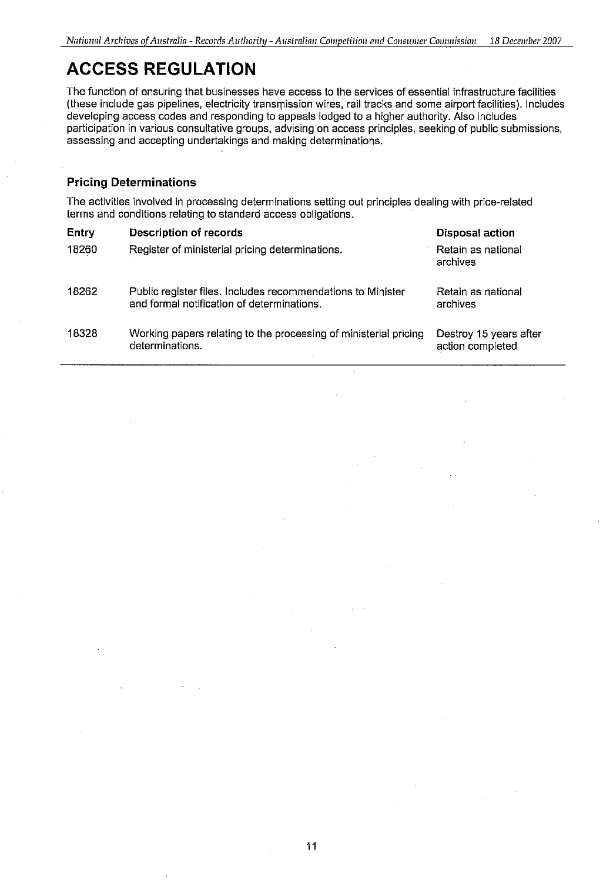# ACCESS REGULATION

The function of ensuring that businesses have access to the services of essential infrastructure facilities (these include gas pipelines, electricity transmission wires, rail tracks and some airport facilities). Includes developing access codes and responding to appeals lodged to a higher authority. Also includes participation in various consultative groups, advising on access principles, seeking of public submissions, assessing and accepting undertakings and making determinations.

### Pricing Determinations

The activities involved in processing determinations setting out principles dealing with price-related terms and conditions relating to standard access obligations.

| Entry | Description of records | Disposal action |
|---|---|---|
| 18260 | Register of ministerial pricing determinations. | Retain as national archives |
| 18262 | Public register files. Includes recommendations to Minister and formal notification of determinations. | Retain as national archives |
| 18328 | Working papers relating to the processing of ministerial pricing determinations. | Destroy 15 years after action completed |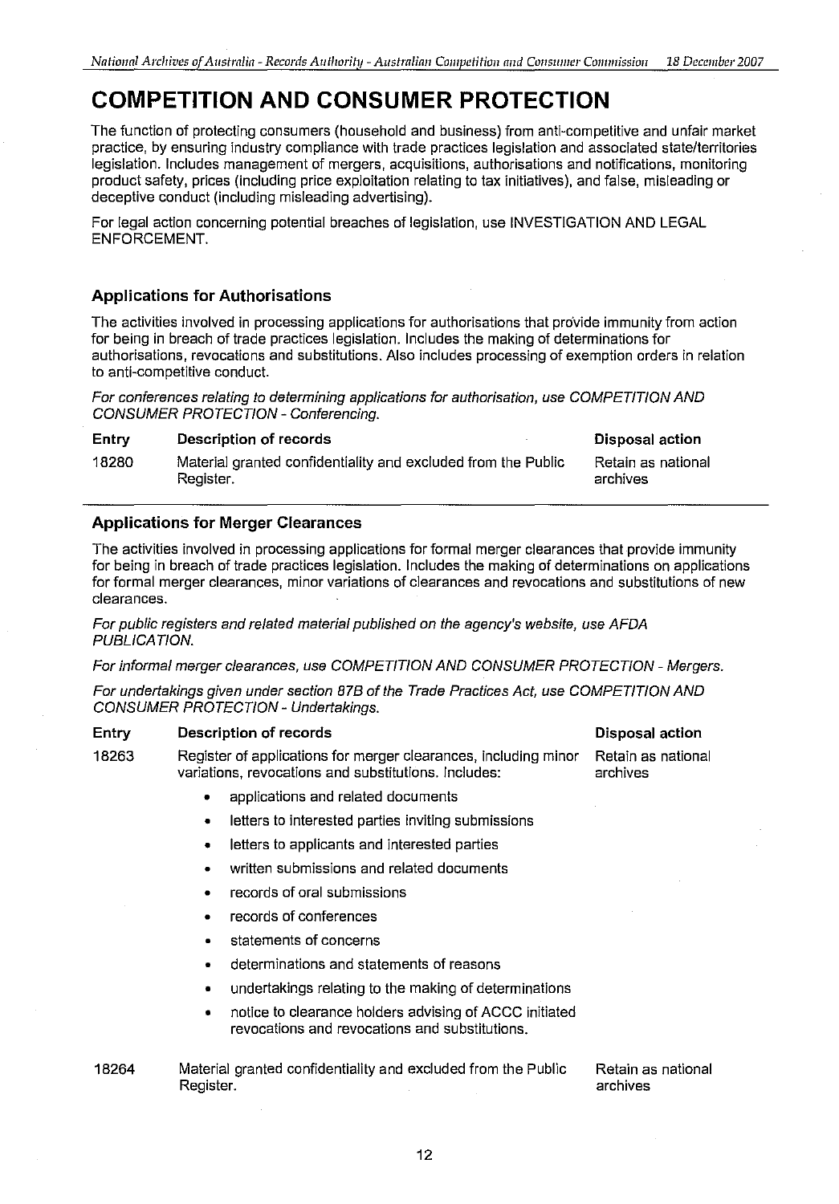# COMPETITION AND CONSUMER PROTECTION

The function of protecting consumers (household and business) from anti-competitive and unfair market practice, by ensuring industry compliance with trade practices legislation and associated state/territories legislation. Includes management of mergers, acquisitions, authorisations and notifications, monitoring product safety, prices (including price exploitation relating to tax initiatives), and false, misleading or deceptive conduct (including misleading advertising).

For legal action concerning potential breaches of legislation, use INVESTIGATION AND LEGAL ENFORCEMENT.

### Applications for Authorisations

The activities involved in processing applications for authorisations that provide immunity from action for being in breach of trade practices legislation. Includes the making of determinations for authorisations, revocations and substitutions. Also includes processing of exemption orders in relation to anti-competitive conduct.

*For conferences relating to determining applications for authorisation, use COMPETITION AND CONSUMER PROTECTION - Conferencing.*

| Entry | Description of records | Disposal action |
|---|---|---|
| 18280 | Material granted confidentiality and excluded from the Public Register. | Retain as national archives |

### Applications for Merger Clearances

The activities involved in processing applications for formal merger clearances that provide immunity for being in breach of trade practices legislation. Includes the making of determinations on applications for formal merger clearances, minor variations of clearances and revocations and substitutions of new clearances.

*For public registers and related material published on the agency's website, use AFDA PUBLICATION.*

*For informal merger clearances, use COMPETITION AND CONSUMER PROTECTION - Mergers.*

*For undertakings given under section 87B of the Trade Practices Act, use COMPETITION AND CONSUMER PROTECTION - Undertakings.*

| Entry | Description of records | Disposal action |
|---|---|---|
| 18263 | Register of applications for merger clearances, including minor variations, revocations and substitutions. Includes:<br>• applications and related documents<br>• letters to interested parties inviting submissions<br>• letters to applicants and interested parties<br>• written submissions and related documents<br>• records of oral submissions<br>• records of conferences<br>• statements of concerns<br>• determinations and statements of reasons<br>• undertakings relating to the making of determinations<br>• notice to clearance holders advising of ACCC initiated revocations and revocations and substitutions. | Retain as national archives |
| 18264 | Material granted confidentiality and excluded from the Public Register. | Retain as national archives |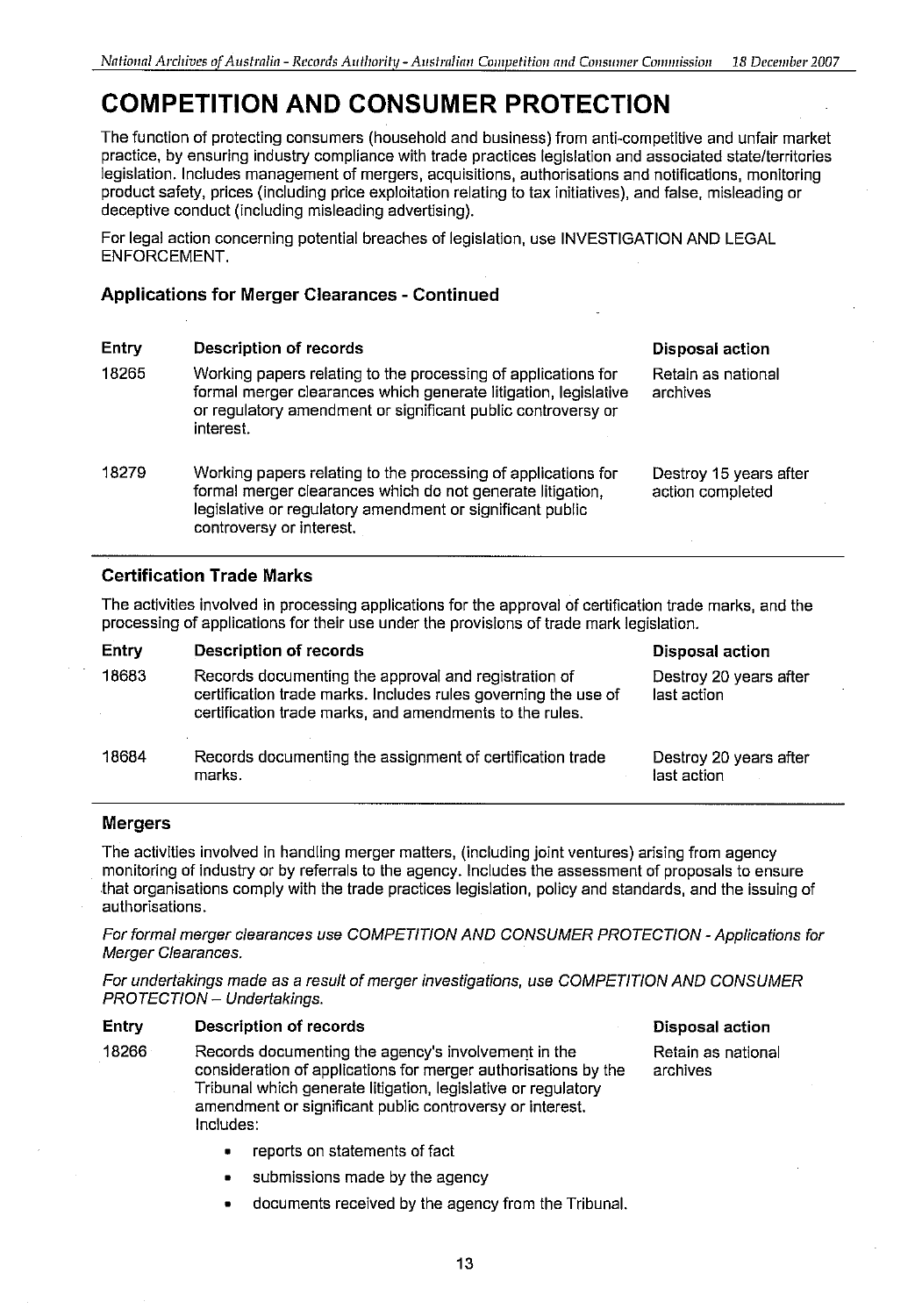# COMPETITION AND CONSUMER PROTECTION

The function of protecting consumers (household and business) from anti-competitive and unfair market practice, by ensuring industry compliance with trade practices legislation and associated state/territories legislation. Includes management of mergers, acquisitions, authorisations and notifications, monitoring product safety, prices (including price exploitation relating to tax initiatives), and false, misleading or deceptive conduct (including misleading advertising).

For legal action concerning potential breaches of legislation, use INVESTIGATION AND LEGAL ENFORCEMENT.

### Applications for Merger Clearances - Continued

| Entry | Description of records | Disposal action |
|---|---|---|
| 18265 | Working papers relating to the processing of applications for formal merger clearances which generate litigation, legislative or regulatory amendment or significant public controversy or interest. | Retain as national archives |
| 18279 | Working papers relating to the processing of applications for formal merger clearances which do not generate litigation, legislative or regulatory amendment or significant public controversy or interest. | Destroy 15 years after action completed |

### Certification Trade Marks

The activities involved in processing applications for the approval of certification trade marks, and the processing of applications for their use under the provisions of trade mark legislation.

| Entry | Description of records | Disposal action |
|---|---|---|
| 18683 | Records documenting the approval and registration of certification trade marks. Includes rules governing the use of certification trade marks, and amendments to the rules. | Destroy 20 years after last action |
| 18684 | Records documenting the assignment of certification trade marks. | Destroy 20 years after last action |

### Mergers

The activities involved in handling merger matters, (including joint ventures) arising from agency monitoring of industry or by referrals to the agency. Includes the assessment of proposals to ensure that organisations comply with the trade practices legislation, policy and standards, and the issuing of authorisations.

*For formal merger clearances use COMPETITION AND CONSUMER PROTECTION - Applications for Merger Clearances.*

*For undertakings made as a result of merger investigations, use COMPETITION AND CONSUMER PROTECTION – Undertakings.*

| Entry | Description of records | Disposal action |
|---|---|---|
| 18266 | Records documenting the agency's involvement in the consideration of applications for merger authorisations by the Tribunal which generate litigation, legislative or regulatory amendment or significant public controversy or interest. Includes:<br>• reports on statements of fact<br>• submissions made by the agency<br>• documents received by the agency from the Tribunal. | Retain as national archives |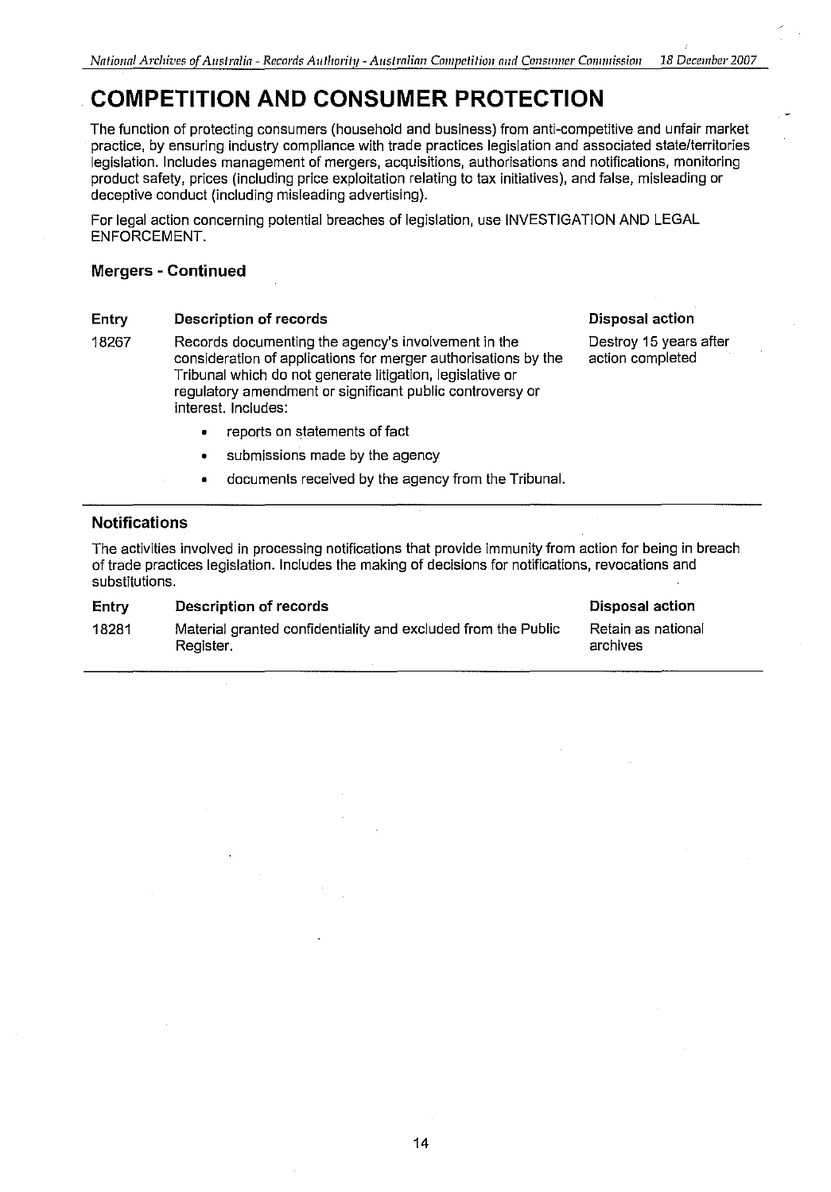# COMPETITION AND CONSUMER PROTECTION

The function of protecting consumers (household and business) from anti-competitive and unfair market practice, by ensuring industry compliance with trade practices legislation and associated state/territories legislation. Includes management of mergers, acquisitions, authorisations and notifications, monitoring product safety, prices (including price exploitation relating to tax initiatives), and false, misleading or deceptive conduct (including misleading advertising).

For legal action concerning potential breaches of legislation, use INVESTIGATION AND LEGAL ENFORCEMENT.

### Mergers - Continued

| Entry | Description of records | Disposal action |
|---|---|---|
| 18267 | Records documenting the agency's involvement in the consideration of applications for merger authorisations by the Tribunal which do not generate litigation, legislative or regulatory amendment or significant public controversy or interest. Includes:<br>• reports on statements of fact<br>• submissions made by the agency<br>• documents received by the agency from the Tribunal. | Destroy 15 years after action completed |

### Notifications

The activities involved in processing notifications that provide immunity from action for being in breach of trade practices legislation. Includes the making of decisions for notifications, revocations and substitutions.

| Entry | Description of records | Disposal action |
|---|---|---|
| 18281 | Material granted confidentiality and excluded from the Public Register. | Retain as national archives |